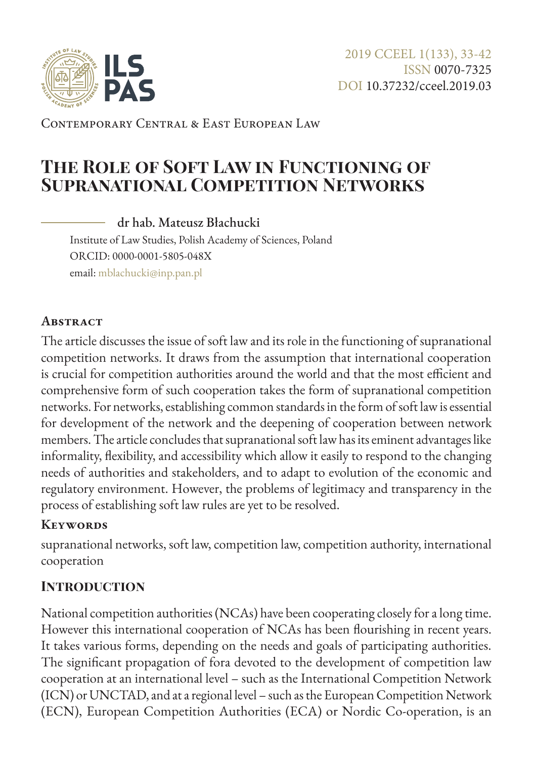2019 CCEEL 1(133), 33-42
ISSN 0070-7325
DOI 10.37232/cceel.2019.03

Contemporary Central & East European Law

# The Role of Soft Law in Functioning of Supranational Competition Networks

**dr hab. Mateusz Błachucki**

Institute of Law Studies, Polish Academy of Sciences, Poland
ORCID: 0000-0001-5805-048X
email: mblachucki@inp.pan.pl

## Abstract

The article discusses the issue of soft law and its role in the functioning of supranational competition networks. It draws from the assumption that international cooperation is crucial for competition authorities around the world and that the most efficient and comprehensive form of such cooperation takes the form of supranational competition networks. For networks, establishing common standards in the form of soft law is essential for development of the network and the deepening of cooperation between network members. The article concludes that supranational soft law has its eminent advantages like informality, flexibility, and accessibility which allow it easily to respond to the changing needs of authorities and stakeholders, and to adapt to evolution of the economic and regulatory environment. However, the problems of legitimacy and transparency in the process of establishing soft law rules are yet to be resolved.

## Keywords

supranational networks, soft law, competition law, competition authority, international cooperation

## Introduction

National competition authorities (NCAs) have been cooperating closely for a long time. However this international cooperation of NCAs has been flourishing in recent years. It takes various forms, depending on the needs and goals of participating authorities. The significant propagation of fora devoted to the development of competition law cooperation at an international level – such as the International Competition Network (ICN) or UNCTAD, and at a regional level – such as the European Competition Network (ECN), European Competition Authorities (ECA) or Nordic Co-operation, is an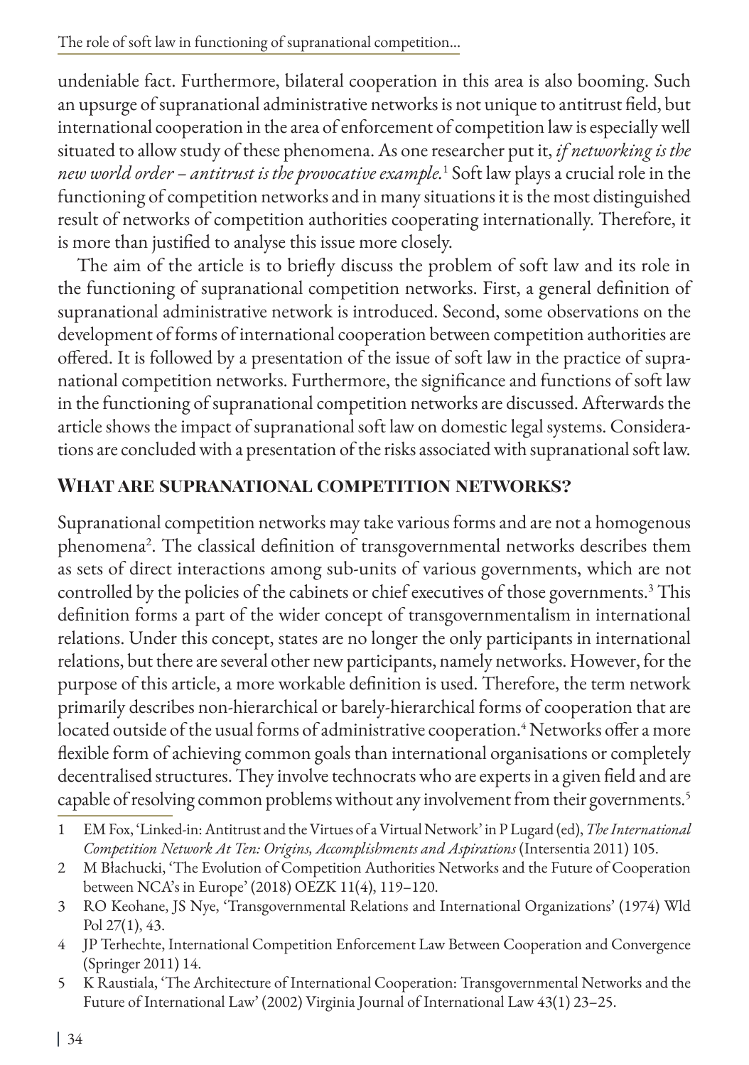undeniable fact. Furthermore, bilateral cooperation in this area is also booming. Such an upsurge of supranational administrative networks is not unique to antitrust field, but international cooperation in the area of enforcement of competition law is especially well situated to allow study of these phenomena. As one researcher put it, *if networking is the new world order – antitrust is the provocative example.*[1] Soft law plays a crucial role in the functioning of competition networks and in many situations it is the most distinguished result of networks of competition authorities cooperating internationally. Therefore, it is more than justified to analyse this issue more closely.

The aim of the article is to briefly discuss the problem of soft law and its role in the functioning of supranational competition networks. First, a general definition of supranational administrative network is introduced. Second, some observations on the development of forms of international cooperation between competition authorities are offered. It is followed by a presentation of the issue of soft law in the practice of supranational competition networks. Furthermore, the significance and functions of soft law in the functioning of supranational competition networks are discussed. Afterwards the article shows the impact of supranational soft law on domestic legal systems. Considerations are concluded with a presentation of the risks associated with supranational soft law.

## What are supranational competition networks?

Supranational competition networks may take various forms and are not a homogenous phenomena[2]. The classical definition of transgovernmental networks describes them as sets of direct interactions among sub-units of various governments, which are not controlled by the policies of the cabinets or chief executives of those governments.[3] This definition forms a part of the wider concept of transgovernmentalism in international relations. Under this concept, states are no longer the only participants in international relations, but there are several other new participants, namely networks. However, for the purpose of this article, a more workable definition is used. Therefore, the term network primarily describes non-hierarchical or barely-hierarchical forms of cooperation that are located outside of the usual forms of administrative cooperation.[4] Networks offer a more flexible form of achieving common goals than international organisations or completely decentralised structures. They involve technocrats who are experts in a given field and are capable of resolving common problems without any involvement from their governments.[5]

1 EM Fox, 'Linked-in: Antitrust and the Virtues of a Virtual Network' in P Lugard (ed), *The International Competition Network At Ten: Origins, Accomplishments and Aspirations* (Intersentia 2011) 105.

2 M Błachucki, 'The Evolution of Competition Authorities Networks and the Future of Cooperation between NCA's in Europe' (2018) OEZK 11(4), 119–120.

3 RO Keohane, JS Nye, 'Transgovernmental Relations and International Organizations' (1974) Wld Pol 27(1), 43.

4 JP Terhechte, International Competition Enforcement Law Between Cooperation and Convergence (Springer 2011) 14.

5 K Raustiala, 'The Architecture of International Cooperation: Transgovernmental Networks and the Future of International Law' (2002) Virginia Journal of International Law 43(1) 23–25.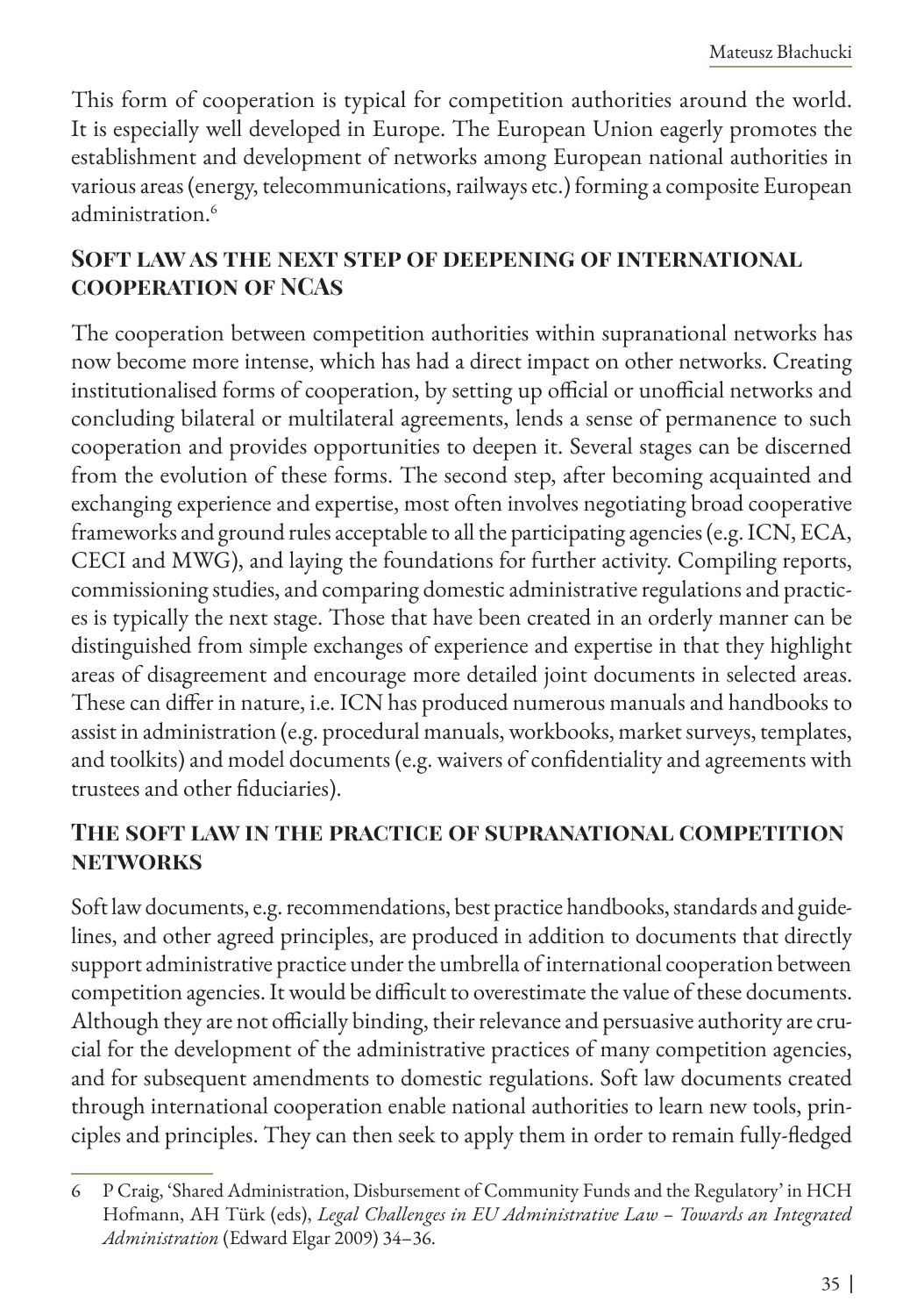This form of cooperation is typical for competition authorities around the world. It is especially well developed in Europe. The European Union eagerly promotes the establishment and development of networks among European national authorities in various areas (energy, telecommunications, railways etc.) forming a composite European administration.[6]

## Soft law as the next step of deepening of international cooperation of NCAs

The cooperation between competition authorities within supranational networks has now become more intense, which has had a direct impact on other networks. Creating institutionalised forms of cooperation, by setting up official or unofficial networks and concluding bilateral or multilateral agreements, lends a sense of permanence to such cooperation and provides opportunities to deepen it. Several stages can be discerned from the evolution of these forms. The second step, after becoming acquainted and exchanging experience and expertise, most often involves negotiating broad cooperative frameworks and ground rules acceptable to all the participating agencies (e.g. ICN, ECA, CECI and MWG), and laying the foundations for further activity. Compiling reports, commissioning studies, and comparing domestic administrative regulations and practices is typically the next stage. Those that have been created in an orderly manner can be distinguished from simple exchanges of experience and expertise in that they highlight areas of disagreement and encourage more detailed joint documents in selected areas. These can differ in nature, i.e. ICN has produced numerous manuals and handbooks to assist in administration (e.g. procedural manuals, workbooks, market surveys, templates, and toolkits) and model documents (e.g. waivers of confidentiality and agreements with trustees and other fiduciaries).

## The soft law in the practice of supranational competition networks

Soft law documents, e.g. recommendations, best practice handbooks, standards and guidelines, and other agreed principles, are produced in addition to documents that directly support administrative practice under the umbrella of international cooperation between competition agencies. It would be difficult to overestimate the value of these documents. Although they are not officially binding, their relevance and persuasive authority are crucial for the development of the administrative practices of many competition agencies, and for subsequent amendments to domestic regulations. Soft law documents created through international cooperation enable national authorities to learn new tools, principles and principles. They can then seek to apply them in order to remain fully-fledged

---

6 P Craig, 'Shared Administration, Disbursement of Community Funds and the Regulatory' in HCH Hofmann, AH Türk (eds), *Legal Challenges in EU Administrative Law – Towards an Integrated Administration* (Edward Elgar 2009) 34–36.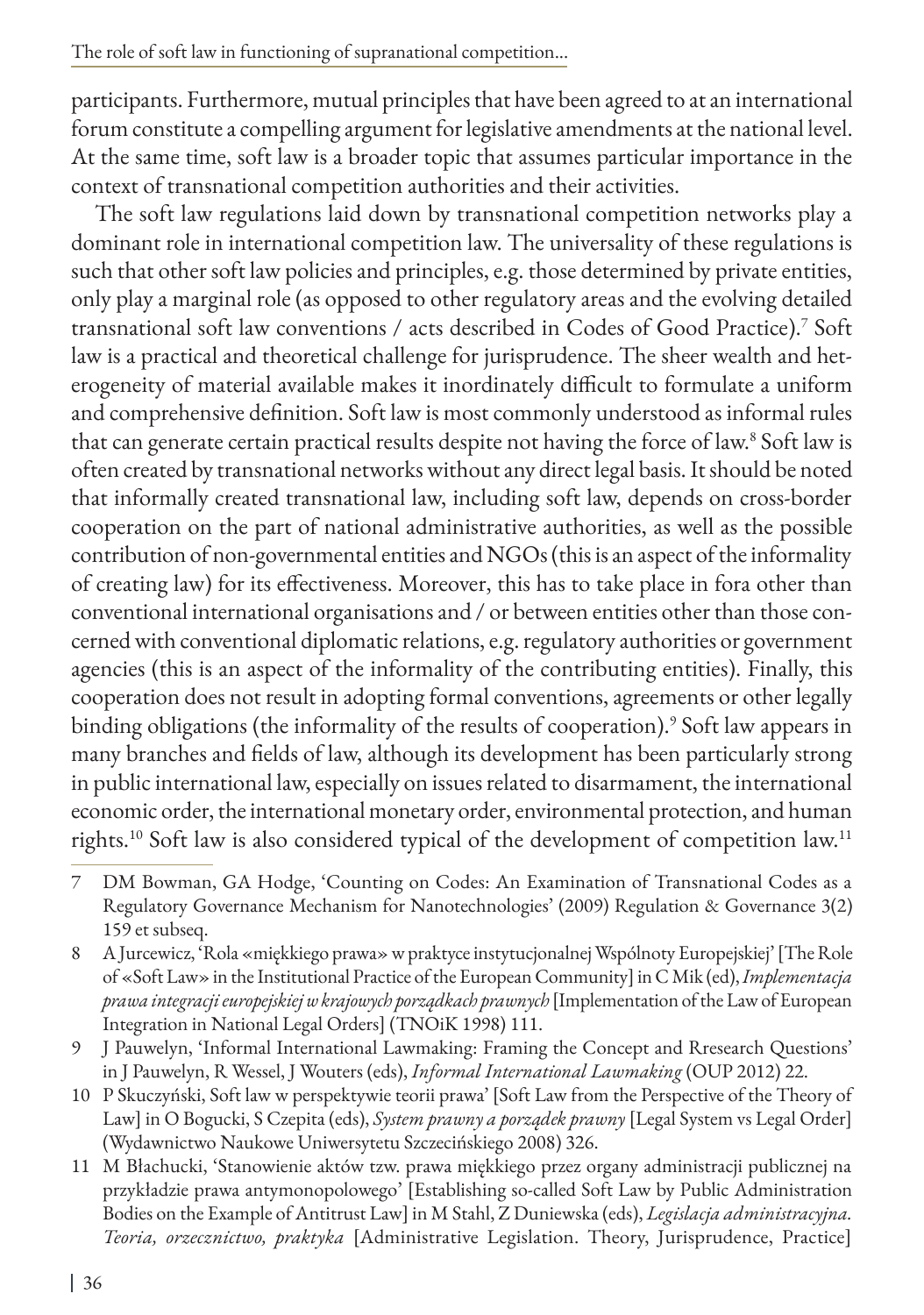participants. Furthermore, mutual principles that have been agreed to at an international forum constitute a compelling argument for legislative amendments at the national level. At the same time, soft law is a broader topic that assumes particular importance in the context of transnational competition authorities and their activities.

The soft law regulations laid down by transnational competition networks play a dominant role in international competition law. The universality of these regulations is such that other soft law policies and principles, e.g. those determined by private entities, only play a marginal role (as opposed to other regulatory areas and the evolving detailed transnational soft law conventions / acts described in Codes of Good Practice).[7] Soft law is a practical and theoretical challenge for jurisprudence. The sheer wealth and heterogeneity of material available makes it inordinately difficult to formulate a uniform and comprehensive definition. Soft law is most commonly understood as informal rules that can generate certain practical results despite not having the force of law.[8] Soft law is often created by transnational networks without any direct legal basis. It should be noted that informally created transnational law, including soft law, depends on cross-border cooperation on the part of national administrative authorities, as well as the possible contribution of non-governmental entities and NGOs (this is an aspect of the informality of creating law) for its effectiveness. Moreover, this has to take place in fora other than conventional international organisations and / or between entities other than those concerned with conventional diplomatic relations, e.g. regulatory authorities or government agencies (this is an aspect of the informality of the contributing entities). Finally, this cooperation does not result in adopting formal conventions, agreements or other legally binding obligations (the informality of the results of cooperation).[9] Soft law appears in many branches and fields of law, although its development has been particularly strong in public international law, especially on issues related to disarmament, the international economic order, the international monetary order, environmental protection, and human rights.[10] Soft law is also considered typical of the development of competition law.[11]

7 DM Bowman, GA Hodge, 'Counting on Codes: An Examination of Transnational Codes as a Regulatory Governance Mechanism for Nanotechnologies' (2009) Regulation & Governance 3(2) 159 et subseq.

8 A Jurcewicz, 'Rola «miękkiego prawa» w praktyce instytucjonalnej Wspólnoty Europejskiej' [The Role of «Soft Law» in the Institutional Practice of the European Community] in C Mik (ed), *Implementacja prawa integracji europejskiej w krajowych porządkach prawnych* [Implementation of the Law of European Integration in National Legal Orders] (TNOiK 1998) 111.

9 J Pauwelyn, 'Informal International Lawmaking: Framing the Concept and Rresearch Questions' in J Pauwelyn, R Wessel, J Wouters (eds), *Informal International Lawmaking* (OUP 2012) 22.

10 P Skuczyński, Soft law w perspektywie teorii prawa' [Soft Law from the Perspective of the Theory of Law] in O Bogucki, S Czepita (eds), *System prawny a porządek prawny* [Legal System vs Legal Order] (Wydawnictwo Naukowe Uniwersytetu Szczecińskiego 2008) 326.

11 M Błachucki, 'Stanowienie aktów tzw. prawa miękkiego przez organy administracji publicznej na przykładzie prawa antymonopolowego' [Establishing so-called Soft Law by Public Administration Bodies on the Example of Antitrust Law] in M Stahl, Z Duniewska (eds), *Legislacja administracyjna. Teoria, orzecznictwo, praktyka* [Administrative Legislation. Theory, Jurisprudence, Practice]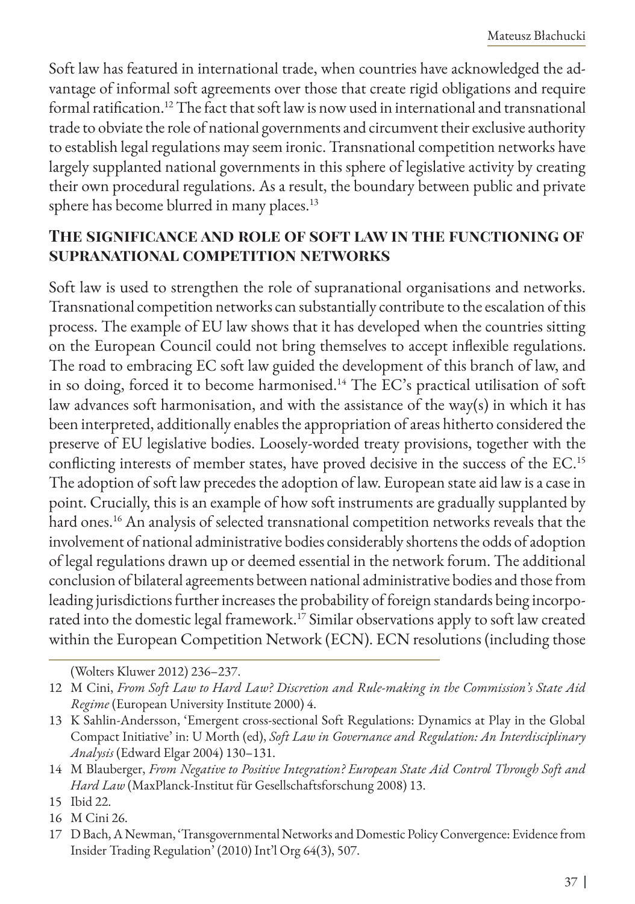Soft law has featured in international trade, when countries have acknowledged the advantage of informal soft agreements over those that create rigid obligations and require formal ratification.[12] The fact that soft law is now used in international and transnational trade to obviate the role of national governments and circumvent their exclusive authority to establish legal regulations may seem ironic. Transnational competition networks have largely supplanted national governments in this sphere of legislative activity by creating their own procedural regulations. As a result, the boundary between public and private sphere has become blurred in many places.[13]

## The significance and role of soft law in the functioning of supranational competition networks

Soft law is used to strengthen the role of supranational organisations and networks. Transnational competition networks can substantially contribute to the escalation of this process. The example of EU law shows that it has developed when the countries sitting on the European Council could not bring themselves to accept inflexible regulations. The road to embracing EC soft law guided the development of this branch of law, and in so doing, forced it to become harmonised.[14] The EC's practical utilisation of soft law advances soft harmonisation, and with the assistance of the way(s) in which it has been interpreted, additionally enables the appropriation of areas hitherto considered the preserve of EU legislative bodies. Loosely-worded treaty provisions, together with the conflicting interests of member states, have proved decisive in the success of the EC.[15] The adoption of soft law precedes the adoption of law. European state aid law is a case in point. Crucially, this is an example of how soft instruments are gradually supplanted by hard ones.[16] An analysis of selected transnational competition networks reveals that the involvement of national administrative bodies considerably shortens the odds of adoption of legal regulations drawn up or deemed essential in the network forum. The additional conclusion of bilateral agreements between national administrative bodies and those from leading jurisdictions further increases the probability of foreign standards being incorporated into the domestic legal framework.[17] Similar observations apply to soft law created within the European Competition Network (ECN). ECN resolutions (including those

---

(Wolters Kluwer 2012) 236–237.

12 M Cini, *From Soft Law to Hard Law? Discretion and Rule-making in the Commission's State Aid Regime* (European University Institute 2000) 4.

13 K Sahlin-Andersson, 'Emergent cross-sectional Soft Regulations: Dynamics at Play in the Global Compact Initiative' in: U Morth (ed), *Soft Law in Governance and Regulation: An Interdisciplinary Analysis* (Edward Elgar 2004) 130–131.

14 M Blauberger, *From Negative to Positive Integration? European State Aid Control Through Soft and Hard Law* (MaxPlanck-Institut für Gesellschaftsforschung 2008) 13.

15 Ibid 22.

16 M Cini 26.

17 D Bach, A Newman, 'Transgovernmental Networks and Domestic Policy Convergence: Evidence from Insider Trading Regulation' (2010) Int'l Org 64(3), 507.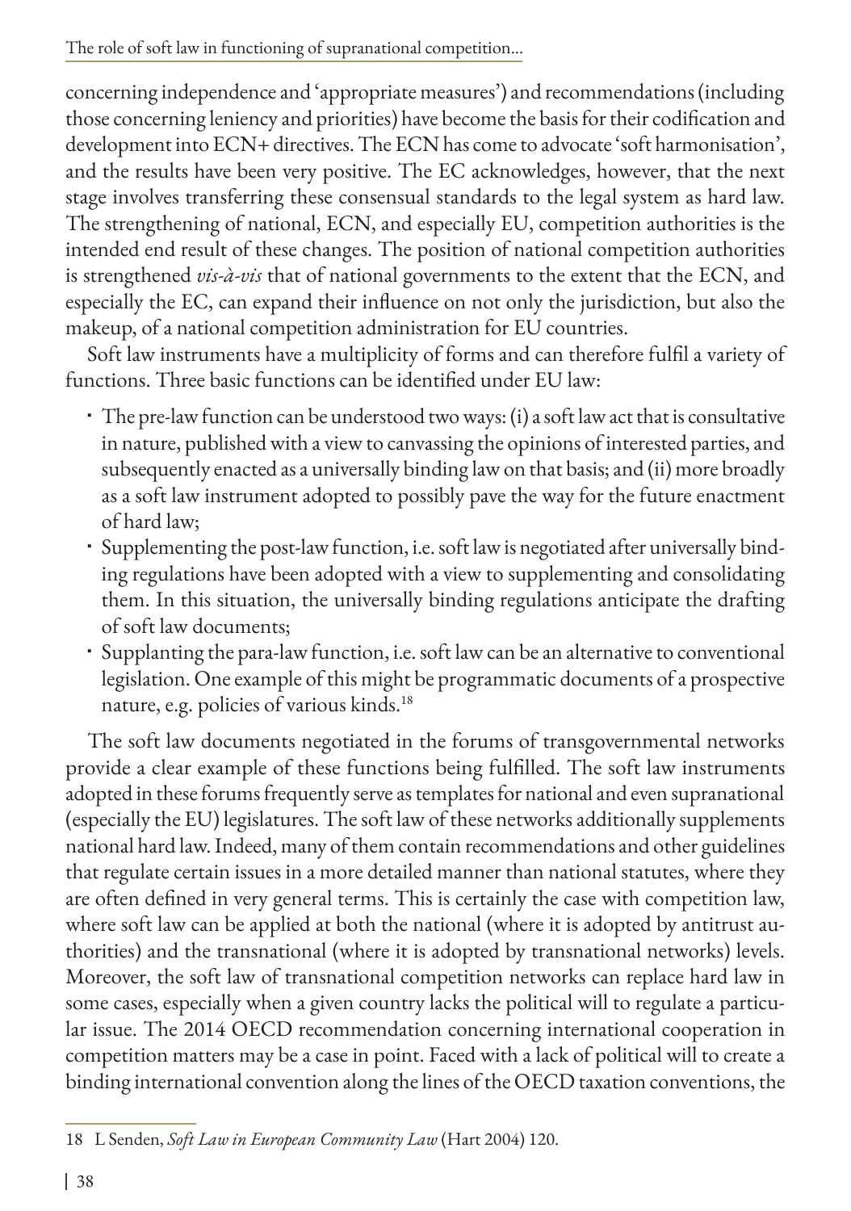concerning independence and 'appropriate measures') and recommendations (including those concerning leniency and priorities) have become the basis for their codification and development into ECN+ directives. The ECN has come to advocate 'soft harmonisation', and the results have been very positive. The EC acknowledges, however, that the next stage involves transferring these consensual standards to the legal system as hard law. The strengthening of national, ECN, and especially EU, competition authorities is the intended end result of these changes. The position of national competition authorities is strengthened *vis-à-vis* that of national governments to the extent that the ECN, and especially the EC, can expand their influence on not only the jurisdiction, but also the makeup, of a national competition administration for EU countries.

Soft law instruments have a multiplicity of forms and can therefore fulfil a variety of functions. Three basic functions can be identified under EU law:

- The pre-law function can be understood two ways: (i) a soft law act that is consultative in nature, published with a view to canvassing the opinions of interested parties, and subsequently enacted as a universally binding law on that basis; and (ii) more broadly as a soft law instrument adopted to possibly pave the way for the future enactment of hard law;
- Supplementing the post-law function, i.e. soft law is negotiated after universally binding regulations have been adopted with a view to supplementing and consolidating them. In this situation, the universally binding regulations anticipate the drafting of soft law documents;
- Supplanting the para-law function, i.e. soft law can be an alternative to conventional legislation. One example of this might be programmatic documents of a prospective nature, e.g. policies of various kinds.[18]

The soft law documents negotiated in the forums of transgovernmental networks provide a clear example of these functions being fulfilled. The soft law instruments adopted in these forums frequently serve as templates for national and even supranational (especially the EU) legislatures. The soft law of these networks additionally supplements national hard law. Indeed, many of them contain recommendations and other guidelines that regulate certain issues in a more detailed manner than national statutes, where they are often defined in very general terms. This is certainly the case with competition law, where soft law can be applied at both the national (where it is adopted by antitrust authorities) and the transnational (where it is adopted by transnational networks) levels. Moreover, the soft law of transnational competition networks can replace hard law in some cases, especially when a given country lacks the political will to regulate a particular issue. The 2014 OECD recommendation concerning international cooperation in competition matters may be a case in point. Faced with a lack of political will to create a binding international convention along the lines of the OECD taxation conventions, the

---

18 L Senden, *Soft Law in European Community Law* (Hart 2004) 120.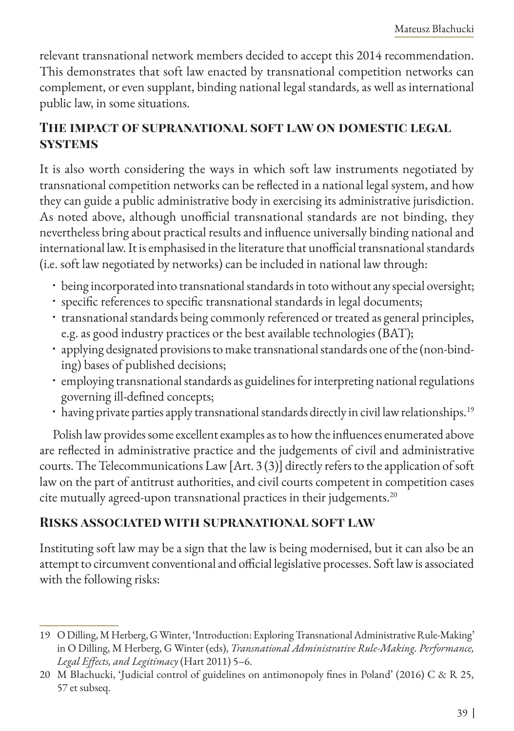relevant transnational network members decided to accept this 2014 recommendation. This demonstrates that soft law enacted by transnational competition networks can complement, or even supplant, binding national legal standards, as well as international public law, in some situations.

## The impact of supranational soft law on domestic legal systems

It is also worth considering the ways in which soft law instruments negotiated by transnational competition networks can be reflected in a national legal system, and how they can guide a public administrative body in exercising its administrative jurisdiction. As noted above, although unofficial transnational standards are not binding, they nevertheless bring about practical results and influence universally binding national and international law. It is emphasised in the literature that unofficial transnational standards (i.e. soft law negotiated by networks) can be included in national law through:

- being incorporated into transnational standards in toto without any special oversight;
- specific references to specific transnational standards in legal documents;
- transnational standards being commonly referenced or treated as general principles, e.g. as good industry practices or the best available technologies (BAT);
- applying designated provisions to make transnational standards one of the (non-binding) bases of published decisions;
- employing transnational standards as guidelines for interpreting national regulations governing ill-defined concepts;
- having private parties apply transnational standards directly in civil law relationships.[19]

Polish law provides some excellent examples as to how the influences enumerated above are reflected in administrative practice and the judgements of civil and administrative courts. The Telecommunications Law [Art. 3 (3)] directly refers to the application of soft law on the part of antitrust authorities, and civil courts competent in competition cases cite mutually agreed-upon transnational practices in their judgements.[20]

## Risks associated with supranational soft law

Instituting soft law may be a sign that the law is being modernised, but it can also be an attempt to circumvent conventional and official legislative processes. Soft law is associated with the following risks:

---

19 O Dilling, M Herberg, G Winter, 'Introduction: Exploring Transnational Administrative Rule-Making' in O Dilling, M Herberg, G Winter (eds), *Transnational Administrative Rule-Making. Performance, Legal Effects, and Legitimacy* (Hart 2011) 5–6.

20 M Błachucki, 'Judicial control of guidelines on antimonopoly fines in Poland' (2016) C & R 25, 57 et subseq.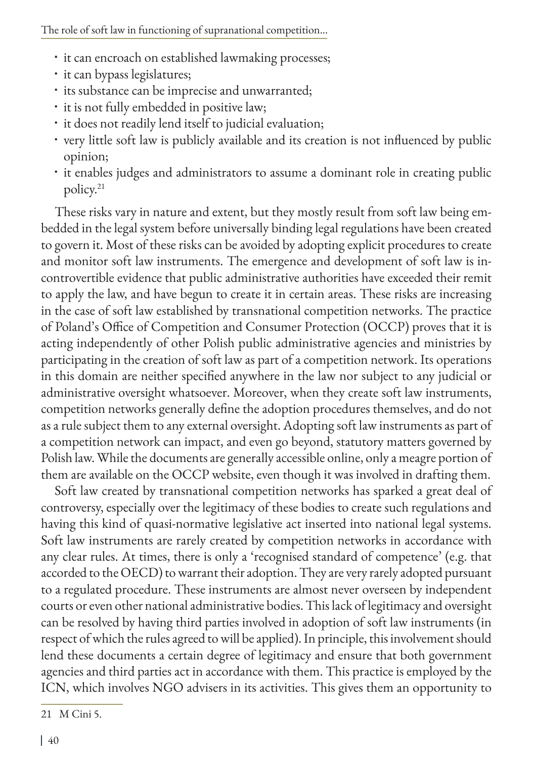- it can encroach on established lawmaking processes;
- it can bypass legislatures;
- its substance can be imprecise and unwarranted;
- it is not fully embedded in positive law;
- it does not readily lend itself to judicial evaluation;
- very little soft law is publicly available and its creation is not influenced by public opinion;
- it enables judges and administrators to assume a dominant role in creating public policy.[21]

These risks vary in nature and extent, but they mostly result from soft law being embedded in the legal system before universally binding legal regulations have been created to govern it. Most of these risks can be avoided by adopting explicit procedures to create and monitor soft law instruments. The emergence and development of soft law is incontrovertible evidence that public administrative authorities have exceeded their remit to apply the law, and have begun to create it in certain areas. These risks are increasing in the case of soft law established by transnational competition networks. The practice of Poland's Office of Competition and Consumer Protection (OCCP) proves that it is acting independently of other Polish public administrative agencies and ministries by participating in the creation of soft law as part of a competition network. Its operations in this domain are neither specified anywhere in the law nor subject to any judicial or administrative oversight whatsoever. Moreover, when they create soft law instruments, competition networks generally define the adoption procedures themselves, and do not as a rule subject them to any external oversight. Adopting soft law instruments as part of a competition network can impact, and even go beyond, statutory matters governed by Polish law. While the documents are generally accessible online, only a meagre portion of them are available on the OCCP website, even though it was involved in drafting them.

Soft law created by transnational competition networks has sparked a great deal of controversy, especially over the legitimacy of these bodies to create such regulations and having this kind of quasi-normative legislative act inserted into national legal systems. Soft law instruments are rarely created by competition networks in accordance with any clear rules. At times, there is only a 'recognised standard of competence' (e.g. that accorded to the OECD) to warrant their adoption. They are very rarely adopted pursuant to a regulated procedure. These instruments are almost never overseen by independent courts or even other national administrative bodies. This lack of legitimacy and oversight can be resolved by having third parties involved in adoption of soft law instruments (in respect of which the rules agreed to will be applied). In principle, this involvement should lend these documents a certain degree of legitimacy and ensure that both government agencies and third parties act in accordance with them. This practice is employed by the ICN, which involves NGO advisers in its activities. This gives them an opportunity to

---

21 M Cini 5.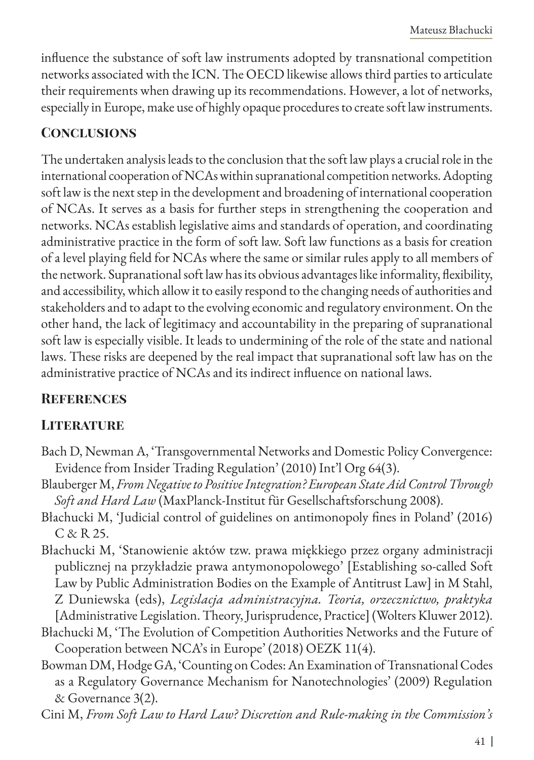influence the substance of soft law instruments adopted by transnational competition networks associated with the ICN. The OECD likewise allows third parties to articulate their requirements when drawing up its recommendations. However, a lot of networks, especially in Europe, make use of highly opaque procedures to create soft law instruments.

## Conclusions

The undertaken analysis leads to the conclusion that the soft law plays a crucial role in the international cooperation of NCAs within supranational competition networks. Adopting soft law is the next step in the development and broadening of international cooperation of NCAs. It serves as a basis for further steps in strengthening the cooperation and networks. NCAs establish legislative aims and standards of operation, and coordinating administrative practice in the form of soft law. Soft law functions as a basis for creation of a level playing field for NCAs where the same or similar rules apply to all members of the network. Supranational soft law has its obvious advantages like informality, flexibility, and accessibility, which allow it to easily respond to the changing needs of authorities and stakeholders and to adapt to the evolving economic and regulatory environment. On the other hand, the lack of legitimacy and accountability in the preparing of supranational soft law is especially visible. It leads to undermining of the role of the state and national laws. These risks are deepened by the real impact that supranational soft law has on the administrative practice of NCAs and its indirect influence on national laws.

## References

### Literature

Bach D, Newman A, 'Transgovernmental Networks and Domestic Policy Convergence: Evidence from Insider Trading Regulation' (2010) Int'l Org 64(3).

Blauberger M, *From Negative to Positive Integration? European State Aid Control Through Soft and Hard Law* (MaxPlanck-Institut für Gesellschaftsforschung 2008).

Błachucki M, 'Judicial control of guidelines on antimonopoly fines in Poland' (2016) C & R 25.

Błachucki M, 'Stanowienie aktów tzw. prawa miękkiego przez organy administracji publicznej na przykładzie prawa antymonopolowego' [Establishing so-called Soft Law by Public Administration Bodies on the Example of Antitrust Law] in M Stahl, Z Duniewska (eds), *Legislacja administracyjna. Teoria, orzecznictwo, praktyka* [Administrative Legislation. Theory, Jurisprudence, Practice] (Wolters Kluwer 2012).

Błachucki M, 'The Evolution of Competition Authorities Networks and the Future of Cooperation between NCA's in Europe' (2018) OEZK 11(4).

Bowman DM, Hodge GA, 'Counting on Codes: An Examination of Transnational Codes as a Regulatory Governance Mechanism for Nanotechnologies' (2009) Regulation & Governance 3(2).

Cini M, *From Soft Law to Hard Law? Discretion and Rule-making in the Commission's*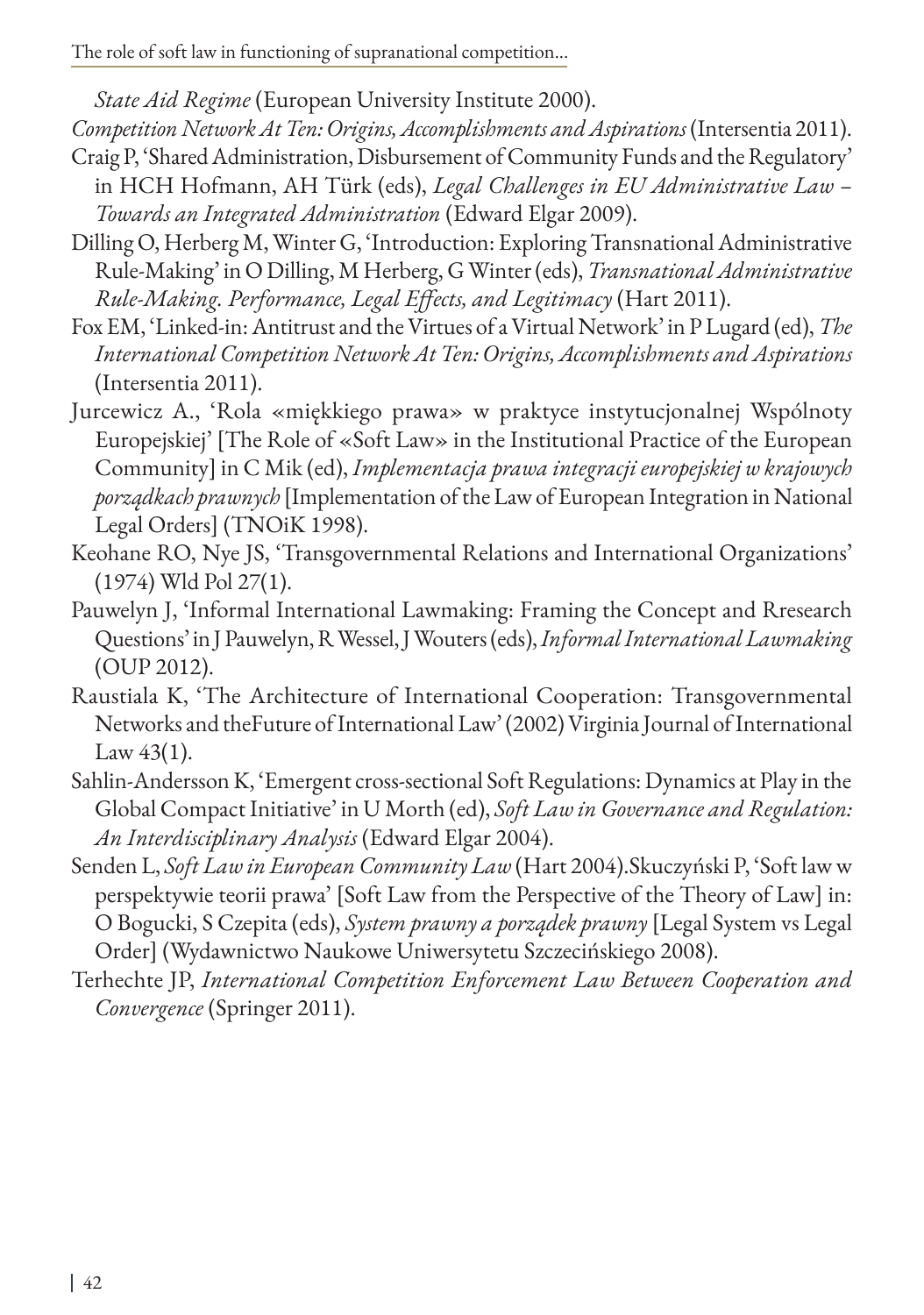*State Aid Regime* (European University Institute 2000).

*Competition Network At Ten: Origins, Accomplishments and Aspirations* (Intersentia 2011).

Craig P, 'Shared Administration, Disbursement of Community Funds and the Regulatory' in HCH Hofmann, AH Türk (eds), *Legal Challenges in EU Administrative Law – Towards an Integrated Administration* (Edward Elgar 2009).

Dilling O, Herberg M, Winter G, 'Introduction: Exploring Transnational Administrative Rule-Making' in O Dilling, M Herberg, G Winter (eds), *Transnational Administrative Rule-Making. Performance, Legal Effects, and Legitimacy* (Hart 2011).

Fox EM, 'Linked-in: Antitrust and the Virtues of a Virtual Network' in P Lugard (ed), *The International Competition Network At Ten: Origins, Accomplishments and Aspirations* (Intersentia 2011).

Jurcewicz A., 'Rola «miękkiego prawa» w praktyce instytucjonalnej Wspólnoty Europejskiej' [The Role of «Soft Law» in the Institutional Practice of the European Community] in C Mik (ed), *Implementacja prawa integracji europejskiej w krajowych porządkach prawnych* [Implementation of the Law of European Integration in National Legal Orders] (TNOiK 1998).

Keohane RO, Nye JS, 'Transgovernmental Relations and International Organizations' (1974) Wld Pol 27(1).

Pauwelyn J, 'Informal International Lawmaking: Framing the Concept and Rresearch Questions' in J Pauwelyn, R Wessel, J Wouters (eds), *Informal International Lawmaking* (OUP 2012).

Raustiala K, 'The Architecture of International Cooperation: Transgovernmental Networks and theFuture of International Law' (2002) Virginia Journal of International Law 43(1).

Sahlin-Andersson K, 'Emergent cross-sectional Soft Regulations: Dynamics at Play in the Global Compact Initiative' in U Morth (ed), *Soft Law in Governance and Regulation: An Interdisciplinary Analysis* (Edward Elgar 2004).

Senden L, *Soft Law in European Community Law* (Hart 2004).Skuczyński P, 'Soft law w perspektywie teorii prawa' [Soft Law from the Perspective of the Theory of Law] in: O Bogucki, S Czepita (eds), *System prawny a porządek prawny* [Legal System vs Legal Order] (Wydawnictwo Naukowe Uniwersytetu Szczecińskiego 2008).

Terhechte JP, *International Competition Enforcement Law Between Cooperation and Convergence* (Springer 2011).